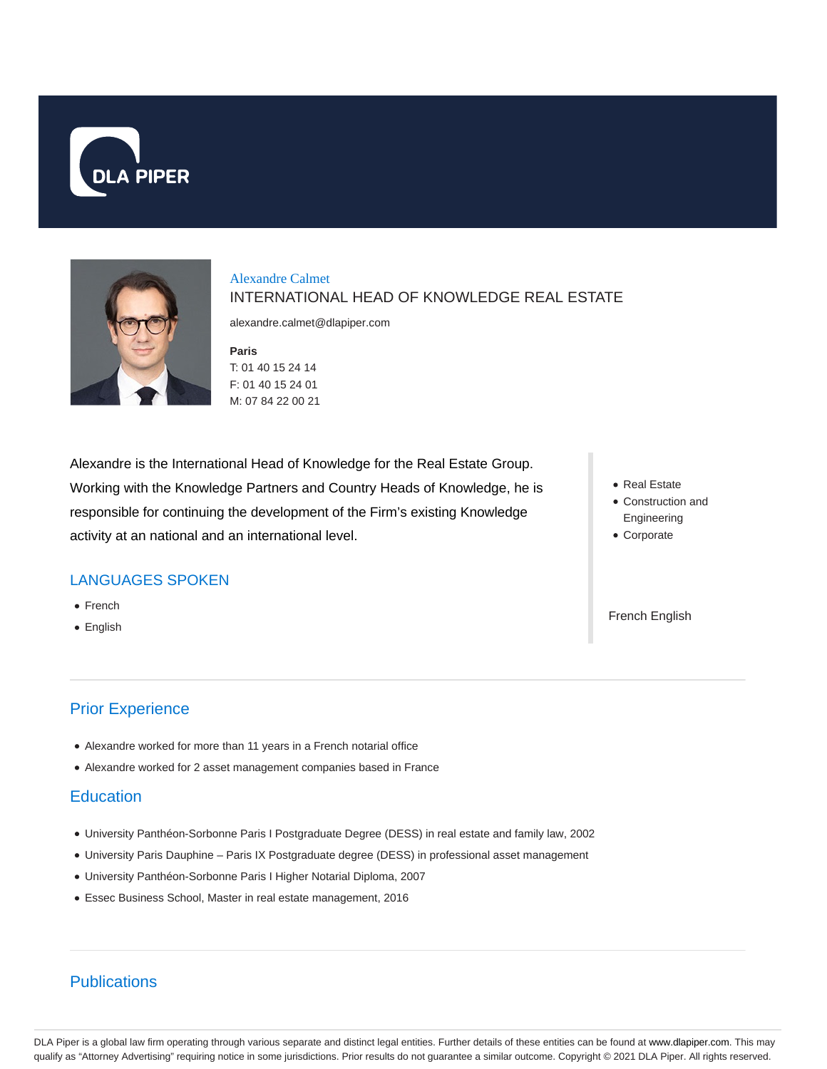DLA PIPER

# Alexandre Calmet

## INTERNATIONAL HEAD OF KNOWLEDGE REAL ESTATE

alexandre.calmet@dlapiper.com

**Paris**
T: 01 40 15 24 14
F: 01 40 15 24 01
M: 07 84 22 00 21

Alexandre is the International Head of Knowledge for the Real Estate Group. Working with the Knowledge Partners and Country Heads of Knowledge, he is responsible for continuing the development of the Firm's existing Knowledge activity at an national and an international level.

- Real Estate
- Construction and Engineering
- Corporate

## LANGUAGES SPOKEN

- French
- English

French English

## Prior Experience

- Alexandre worked for more than 11 years in a French notarial office
- Alexandre worked for 2 asset management companies based in France

## Education

- University Panthéon-Sorbonne Paris I Postgraduate Degree (DESS) in real estate and family law, 2002
- University Paris Dauphine – Paris IX Postgraduate degree (DESS) in professional asset management
- University Panthéon-Sorbonne Paris I Higher Notarial Diploma, 2007
- Essec Business School, Master in real estate management, 2016

## Publications

DLA Piper is a global law firm operating through various separate and distinct legal entities. Further details of these entities can be found at www.dlapiper.com. This may qualify as "Attorney Advertising" requiring notice in some jurisdictions. Prior results do not guarantee a similar outcome. Copyright © 2021 DLA Piper. All rights reserved.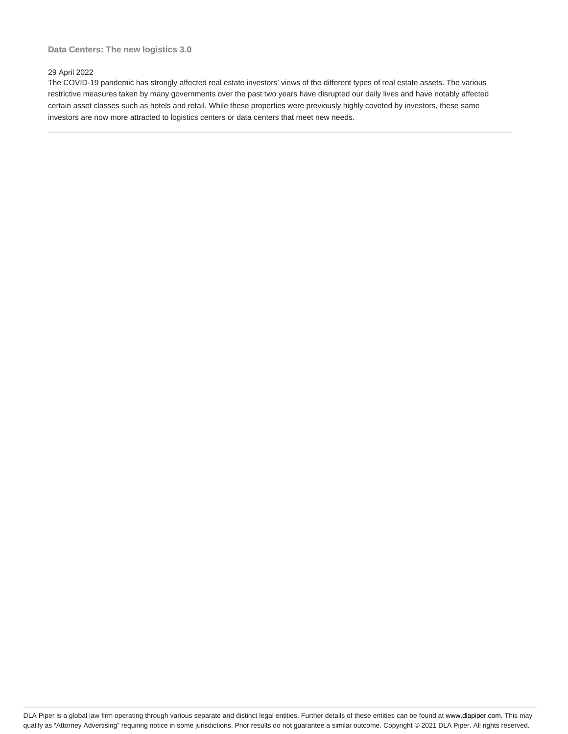**Data Centers: The new logistics 3.0**

29 April 2022

The COVID-19 pandemic has strongly affected real estate investors' views of the different types of real estate assets. The various restrictive measures taken by many governments over the past two years have disrupted our daily lives and have notably affected certain asset classes such as hotels and retail. While these properties were previously highly coveted by investors, these same investors are now more attracted to logistics centers or data centers that meet new needs.

---

DLA Piper is a global law firm operating through various separate and distinct legal entities. Further details of these entities can be found at www.dlapiper.com. This may qualify as "Attorney Advertising" requiring notice in some jurisdictions. Prior results do not guarantee a similar outcome. Copyright © 2021 DLA Piper. All rights reserved.